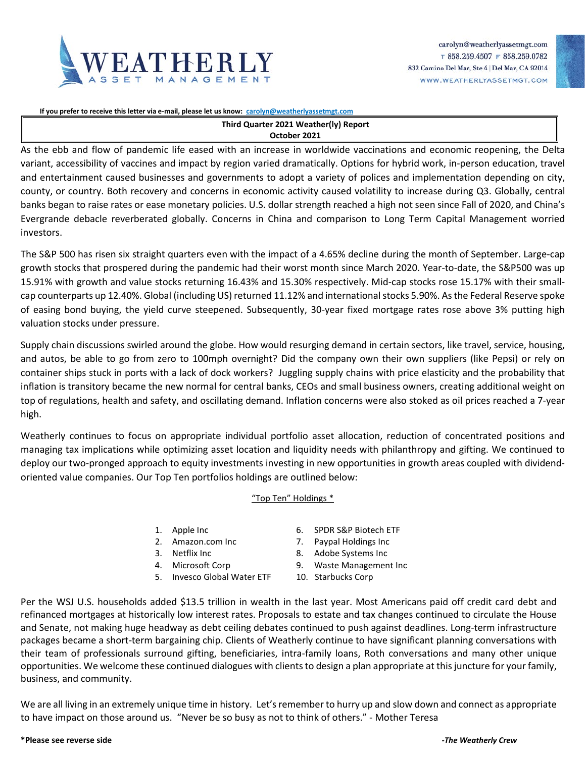**WEATHERLY** ASSET MANAGEMENT

carolyn@weatherlyassetmgt.com
T 858.259.4507 F 858.259.0782
832 Camino Del Mar, Ste 4 | Del Mar, CA 92014
WWW.WEATHERLYASSETMGT.COM

**If you prefer to receive this letter via e-mail, please let us know: carolyn@weatherlyassetmgt.com**

## Third Quarter 2021 Weather(ly) Report
### October 2021

As the ebb and flow of pandemic life eased with an increase in worldwide vaccinations and economic reopening, the Delta variant, accessibility of vaccines and impact by region varied dramatically. Options for hybrid work, in-person education, travel and entertainment caused businesses and governments to adopt a variety of polices and implementation depending on city, county, or country. Both recovery and concerns in economic activity caused volatility to increase during Q3. Globally, central banks began to raise rates or ease monetary policies. U.S. dollar strength reached a high not seen since Fall of 2020, and China's Evergrande debacle reverberated globally. Concerns in China and comparison to Long Term Capital Management worried investors.

The S&P 500 has risen six straight quarters even with the impact of a 4.65% decline during the month of September. Large-cap growth stocks that prospered during the pandemic had their worst month since March 2020. Year-to-date, the S&P500 was up 15.91% with growth and value stocks returning 16.43% and 15.30% respectively. Mid-cap stocks rose 15.17% with their small-cap counterparts up 12.40%. Global (including US) returned 11.12% and international stocks 5.90%. As the Federal Reserve spoke of easing bond buying, the yield curve steepened. Subsequently, 30-year fixed mortgage rates rose above 3% putting high valuation stocks under pressure.

Supply chain discussions swirled around the globe. How would resurging demand in certain sectors, like travel, service, housing, and autos, be able to go from zero to 100mph overnight? Did the company own their own suppliers (like Pepsi) or rely on container ships stuck in ports with a lack of dock workers? Juggling supply chains with price elasticity and the probability that inflation is transitory became the new normal for central banks, CEOs and small business owners, creating additional weight on top of regulations, health and safety, and oscillating demand. Inflation concerns were also stoked as oil prices reached a 7-year high.

Weatherly continues to focus on appropriate individual portfolio asset allocation, reduction of concentrated positions and managing tax implications while optimizing asset location and liquidity needs with philanthropy and gifting. We continued to deploy our two-pronged approach to equity investments investing in new opportunities in growth areas coupled with dividend-oriented value companies. Our Top Ten portfolios holdings are outlined below:

"Top Ten" Holdings *

1. Apple Inc
2. Amazon.com Inc
3. Netflix Inc
4. Microsoft Corp
5. Invesco Global Water ETF
6. SPDR S&P Biotech ETF
7. Paypal Holdings Inc
8. Adobe Systems Inc
9. Waste Management Inc
10. Starbucks Corp

Per the WSJ U.S. households added $13.5 trillion in wealth in the last year. Most Americans paid off credit card debt and refinanced mortgages at historically low interest rates. Proposals to estate and tax changes continued to circulate the House and Senate, not making huge headway as debt ceiling debates continued to push against deadlines. Long-term infrastructure packages became a short-term bargaining chip. Clients of Weatherly continue to have significant planning conversations with their team of professionals surround gifting, beneficiaries, intra-family loans, Roth conversations and many other unique opportunities. We welcome these continued dialogues with clients to design a plan appropriate at this juncture for your family, business, and community.

We are all living in an extremely unique time in history. Let's remember to hurry up and slow down and connect as appropriate to have impact on those around us. "Never be so busy as not to think of others." - Mother Teresa

**\*Please see reverse side**

***-The Weatherly Crew***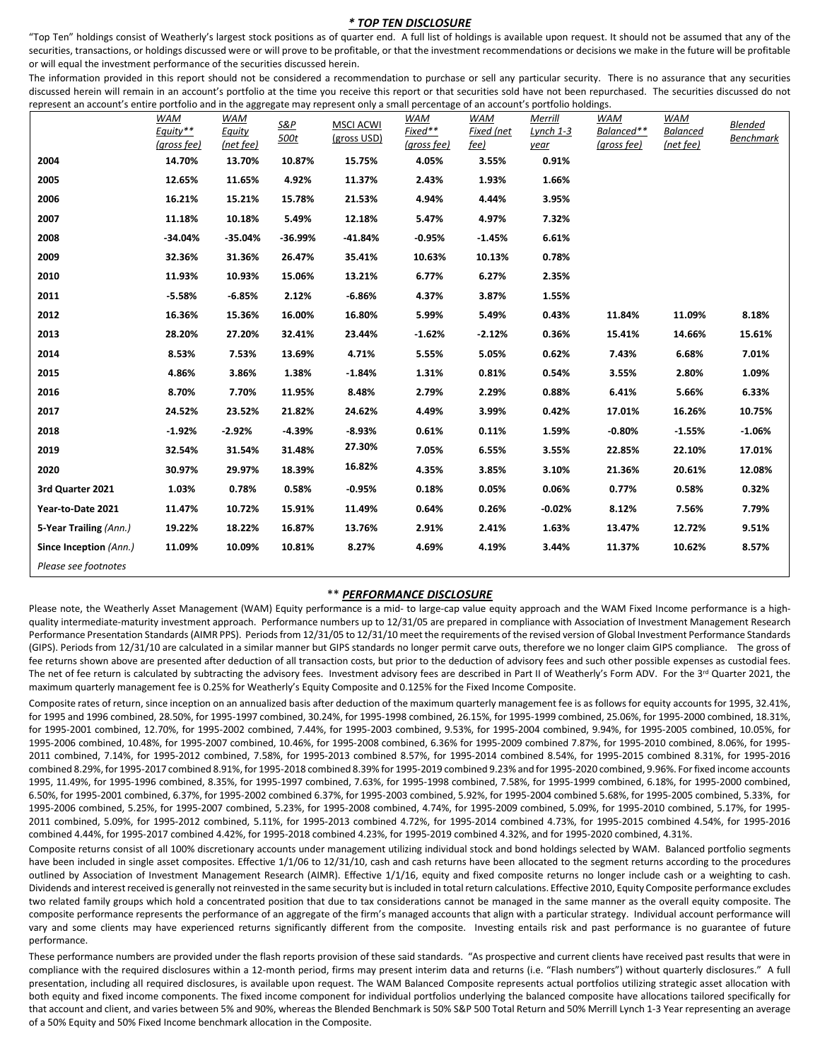## *** TOP TEN DISCLOSURE**

"Top Ten" holdings consist of Weatherly's largest stock positions as of quarter end. A full list of holdings is available upon request. It should not be assumed that any of the securities, transactions, or holdings discussed were or will prove to be profitable, or that the investment recommendations or decisions we make in the future will be profitable or will equal the investment performance of the securities discussed herein.

The information provided in this report should not be considered a recommendation to purchase or sell any particular security. There is no assurance that any securities discussed herein will remain in an account's portfolio at the time you receive this report or that securities sold have not been repurchased. The securities discussed do not represent an account's entire portfolio and in the aggregate may represent only a small percentage of an account's portfolio holdings.

| | *WAM Equity** (gross fee)* | *WAM Equity (net fee)* | *S&P 500t* | MSCI ACWI (gross USD) | *WAM Fixed** (gross fee)* | *WAM Fixed (net fee)* | *Merrill Lynch 1-3 year* | *WAM Balanced** (gross fee)* | *WAM Balanced (net fee)* | *Blended Benchmark* |
|---|---|---|---|---|---|---|---|---|---|---|
| **2004** | **14.70%** | **13.70%** | **10.87%** | **15.75%** | **4.05%** | **3.55%** | **0.91%** | | | |
| **2005** | **12.65%** | **11.65%** | **4.92%** | **11.37%** | **2.43%** | **1.93%** | **1.66%** | | | |
| **2006** | **16.21%** | **15.21%** | **15.78%** | **21.53%** | **4.94%** | **4.44%** | **3.95%** | | | |
| **2007** | **11.18%** | **10.18%** | **5.49%** | **12.18%** | **5.47%** | **4.97%** | **7.32%** | | | |
| **2008** | **-34.04%** | **-35.04%** | **-36.99%** | **-41.84%** | **-0.95%** | **-1.45%** | **6.61%** | | | |
| **2009** | **32.36%** | **31.36%** | **26.47%** | **35.41%** | **10.63%** | **10.13%** | **0.78%** | | | |
| **2010** | **11.93%** | **10.93%** | **15.06%** | **13.21%** | **6.77%** | **6.27%** | **2.35%** | | | |
| **2011** | **-5.58%** | **-6.85%** | **2.12%** | **-6.86%** | **4.37%** | **3.87%** | **1.55%** | | | |
| **2012** | **16.36%** | **15.36%** | **16.00%** | **16.80%** | **5.99%** | **5.49%** | **0.43%** | **11.84%** | **11.09%** | **8.18%** |
| **2013** | **28.20%** | **27.20%** | **32.41%** | **23.44%** | **-1.62%** | **-2.12%** | **0.36%** | **15.41%** | **14.66%** | **15.61%** |
| **2014** | **8.53%** | **7.53%** | **13.69%** | **4.71%** | **5.55%** | **5.05%** | **0.62%** | **7.43%** | **6.68%** | **7.01%** |
| **2015** | **4.86%** | **3.86%** | **1.38%** | **-1.84%** | **1.31%** | **0.81%** | **0.54%** | **3.55%** | **2.80%** | **1.09%** |
| **2016** | **8.70%** | **7.70%** | **11.95%** | **8.48%** | **2.79%** | **2.29%** | **0.88%** | **6.41%** | **5.66%** | **6.33%** |
| **2017** | **24.52%** | **23.52%** | **21.82%** | **24.62%** | **4.49%** | **3.99%** | **0.42%** | **17.01%** | **16.26%** | **10.75%** |
| **2018** | **-1.92%** | **-2.92%** | **-4.39%** | **-8.93%** | **0.61%** | **0.11%** | **1.59%** | **-0.80%** | **-1.55%** | **-1.06%** |
| **2019** | **32.54%** | **31.54%** | **31.48%** | **27.30%** | **7.05%** | **6.55%** | **3.55%** | **22.85%** | **22.10%** | **17.01%** |
| **2020** | **30.97%** | **29.97%** | **18.39%** | **16.82%** | **4.35%** | **3.85%** | **3.10%** | **21.36%** | **20.61%** | **12.08%** |
| **3rd Quarter 2021** | **1.03%** | **0.78%** | **0.58%** | **-0.95%** | **0.18%** | **0.05%** | **0.06%** | **0.77%** | **0.58%** | **0.32%** |
| **Year-to-Date 2021** | **11.47%** | **10.72%** | **15.91%** | **11.49%** | **0.64%** | **0.26%** | **-0.02%** | **8.12%** | **7.56%** | **7.79%** |
| **5-Year Trailing** *(Ann.)* | **19.22%** | **18.22%** | **16.87%** | **13.76%** | **2.91%** | **2.41%** | **1.63%** | **13.47%** | **12.72%** | **9.51%** |
| **Since Inception** *(Ann.)* | **11.09%** | **10.09%** | **10.81%** | **8.27%** | **4.69%** | **4.19%** | **3.44%** | **11.37%** | **10.62%** | **8.57%** |
| *Please see footnotes* | | | | | | | | | | |

## ** **PERFORMANCE DISCLOSURE**

Please note, the Weatherly Asset Management (WAM) Equity performance is a mid- to large-cap value equity approach and the WAM Fixed Income performance is a high-quality intermediate-maturity investment approach. Performance numbers up to 12/31/05 are prepared in compliance with Association of Investment Management Research Performance Presentation Standards (AIMR PPS). Periods from 12/31/05 to 12/31/10 meet the requirements of the revised version of Global Investment Performance Standards (GIPS). Periods from 12/31/10 are calculated in a similar manner but GIPS standards no longer permit carve outs, therefore we no longer claim GIPS compliance. The gross of fee returns shown above are presented after deduction of all transaction costs, but prior to the deduction of advisory fees and such other possible expenses as custodial fees. The net of fee return is calculated by subtracting the advisory fees. Investment advisory fees are described in Part II of Weatherly's Form ADV. For the 3rd Quarter 2021, the maximum quarterly management fee is 0.25% for Weatherly's Equity Composite and 0.125% for the Fixed Income Composite.

Composite rates of return, since inception on an annualized basis after deduction of the maximum quarterly management fee is as follows for equity accounts for 1995, 32.41%, for 1995 and 1996 combined, 28.50%, for 1995-1997 combined, 30.24%, for 1995-1998 combined, 26.15%, for 1995-1999 combined, 25.06%, for 1995-2000 combined, 18.31%, for 1995-2001 combined, 12.70%, for 1995-2002 combined, 7.44%, for 1995-2003 combined, 9.53%, for 1995-2004 combined, 9.94%, for 1995-2005 combined, 10.05%, for 1995-2006 combined, 10.48%, for 1995-2007 combined, 10.46%, for 1995-2008 combined, 6.36% for 1995-2009 combined 7.87%, for 1995-2010 combined, 8.06%, for 1995-2011 combined, 7.14%, for 1995-2012 combined, 7.58%, for 1995-2013 combined 8.57%, for 1995-2014 combined 8.54%, for 1995-2015 combined 8.31%, for 1995-2016 combined 8.29%, for 1995-2017 combined 8.91%, for 1995-2018 combined 8.39% for 1995-2019 combined 9.23% and for 1995-2020 combined, 9.96%. For fixed income accounts 1995, 11.49%, for 1995-1996 combined, 8.35%, for 1995-1997 combined, 7.63%, for 1995-1998 combined, 7.58%, for 1995-1999 combined, 6.18%, for 1995-2000 combined, 6.50%, for 1995-2001 combined, 6.37%, for 1995-2002 combined 6.37%, for 1995-2003 combined, 5.92%, for 1995-2004 combined 5.68%, for 1995-2005 combined, 5.33%, for 1995-2006 combined, 5.25%, for 1995-2007 combined, 5.23%, for 1995-2008 combined, 4.74%, for 1995-2009 combined, 5.09%, for 1995-2010 combined, 5.17%, for 1995-2011 combined, 5.09%, for 1995-2012 combined, 5.11%, for 1995-2013 combined 4.72%, for 1995-2014 combined 4.73%, for 1995-2015 combined 4.54%, for 1995-2016 combined 4.44%, for 1995-2017 combined 4.42%, for 1995-2018 combined 4.23%, for 1995-2019 combined 4.32%, and for 1995-2020 combined, 4.31%.

Composite returns consist of all 100% discretionary accounts under management utilizing individual stock and bond holdings selected by WAM. Balanced portfolio segments have been included in single asset composites. Effective 1/1/06 to 12/31/10, cash and cash returns have been allocated to the segment returns according to the procedures outlined by Association of Investment Management Research (AIMR). Effective 1/1/16, equity and fixed composite returns no longer include cash or a weighting to cash. Dividends and interest received is generally not reinvested in the same security but is included in total return calculations. Effective 2010, Equity Composite performance excludes two related family groups which hold a concentrated position that due to tax considerations cannot be managed in the same manner as the overall equity composite. The composite performance represents the performance of an aggregate of the firm's managed accounts that align with a particular strategy. Individual account performance will vary and some clients may have experienced returns significantly different from the composite. Investing entails risk and past performance is no guarantee of future performance.

These performance numbers are provided under the flash reports provision of these said standards. "As prospective and current clients have received past results that were in compliance with the required disclosures within a 12-month period, firms may present interim data and returns (i.e. "Flash numbers") without quarterly disclosures." A full presentation, including all required disclosures, is available upon request. The WAM Balanced Composite represents actual portfolios utilizing strategic asset allocation with both equity and fixed income components. The fixed income component for individual portfolios underlying the balanced composite have allocations tailored specifically for that account and client, and varies between 5% and 90%, whereas the Blended Benchmark is 50% S&P 500 Total Return and 50% Merrill Lynch 1-3 Year representing an average of a 50% Equity and 50% Fixed Income benchmark allocation in the Composite.